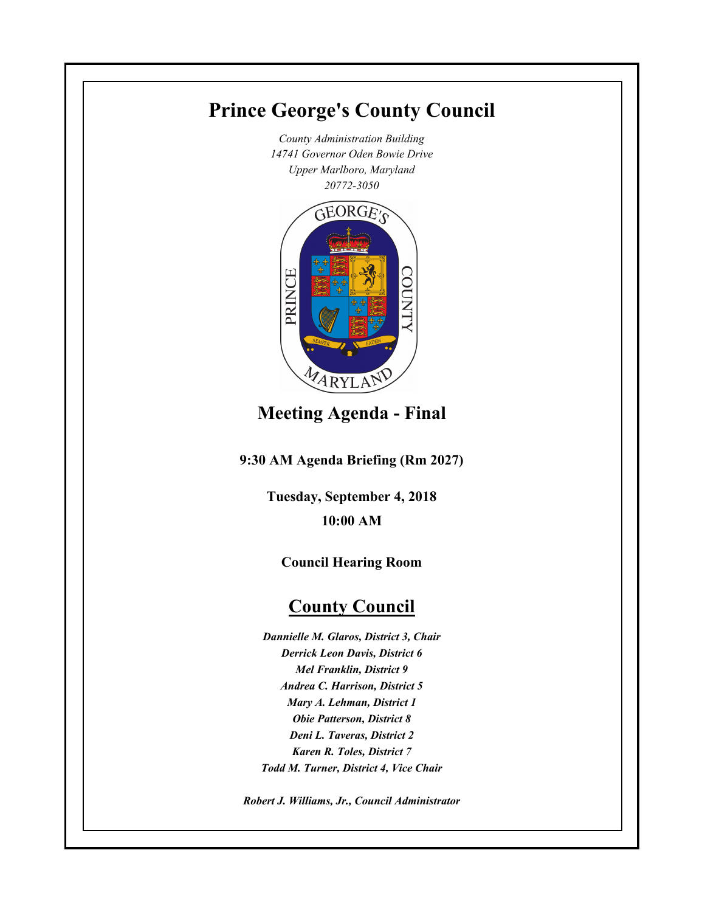# Prince George's County Council

*County Administration Building*
*14741 Governor Oden Bowie Drive*
*Upper Marlboro, Maryland*
*20772-3050*

## Meeting Agenda - Final

**9:30 AM Agenda Briefing (Rm 2027)**

**Tuesday, September 4, 2018**

**10:00 AM**

**Council Hearing Room**

## County Council

***Dannielle M. Glaros, District 3, Chair***
***Derrick Leon Davis, District 6***
***Mel Franklin, District 9***
***Andrea C. Harrison, District 5***
***Mary A. Lehman, District 1***
***Obie Patterson, District 8***
***Deni L. Taveras, District 2***
***Karen R. Toles, District 7***
***Todd M. Turner, District 4, Vice Chair***

***Robert J. Williams, Jr., Council Administrator***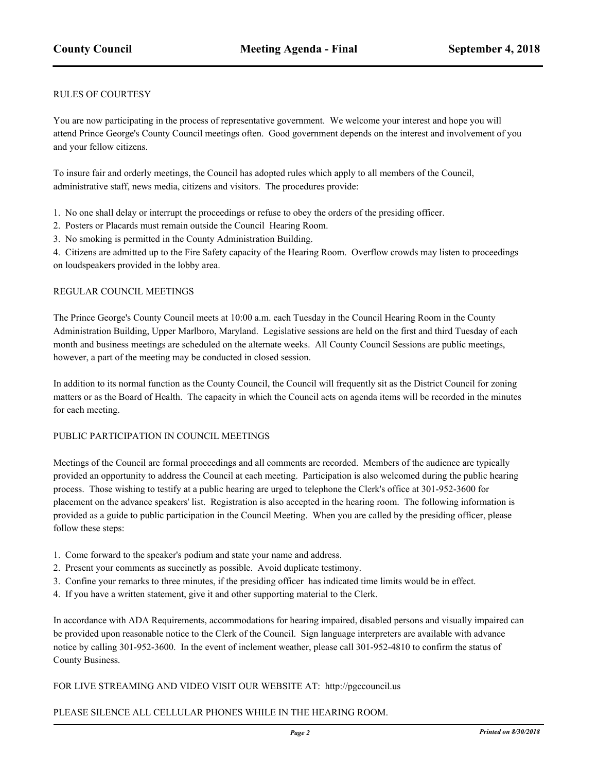## RULES OF COURTESY

You are now participating in the process of representative government. We welcome your interest and hope you will attend Prince George's County Council meetings often. Good government depends on the interest and involvement of you and your fellow citizens.

To insure fair and orderly meetings, the Council has adopted rules which apply to all members of the Council, administrative staff, news media, citizens and visitors. The procedures provide:

1. No one shall delay or interrupt the proceedings or refuse to obey the orders of the presiding officer.
2. Posters or Placards must remain outside the Council Hearing Room.
3. No smoking is permitted in the County Administration Building.
4. Citizens are admitted up to the Fire Safety capacity of the Hearing Room. Overflow crowds may listen to proceedings on loudspeakers provided in the lobby area.

## REGULAR COUNCIL MEETINGS

The Prince George's County Council meets at 10:00 a.m. each Tuesday in the Council Hearing Room in the County Administration Building, Upper Marlboro, Maryland. Legislative sessions are held on the first and third Tuesday of each month and business meetings are scheduled on the alternate weeks. All County Council Sessions are public meetings, however, a part of the meeting may be conducted in closed session.

In addition to its normal function as the County Council, the Council will frequently sit as the District Council for zoning matters or as the Board of Health. The capacity in which the Council acts on agenda items will be recorded in the minutes for each meeting.

## PUBLIC PARTICIPATION IN COUNCIL MEETINGS

Meetings of the Council are formal proceedings and all comments are recorded. Members of the audience are typically provided an opportunity to address the Council at each meeting. Participation is also welcomed during the public hearing process. Those wishing to testify at a public hearing are urged to telephone the Clerk's office at 301-952-3600 for placement on the advance speakers' list. Registration is also accepted in the hearing room. The following information is provided as a guide to public participation in the Council Meeting. When you are called by the presiding officer, please follow these steps:

1. Come forward to the speaker's podium and state your name and address.
2. Present your comments as succinctly as possible. Avoid duplicate testimony.
3. Confine your remarks to three minutes, if the presiding officer has indicated time limits would be in effect.
4. If you have a written statement, give it and other supporting material to the Clerk.

In accordance with ADA Requirements, accommodations for hearing impaired, disabled persons and visually impaired can be provided upon reasonable notice to the Clerk of the Council. Sign language interpreters are available with advance notice by calling 301-952-3600. In the event of inclement weather, please call 301-952-4810 to confirm the status of County Business.

FOR LIVE STREAMING AND VIDEO VISIT OUR WEBSITE AT: http://pgccouncil.us

PLEASE SILENCE ALL CELLULAR PHONES WHILE IN THE HEARING ROOM.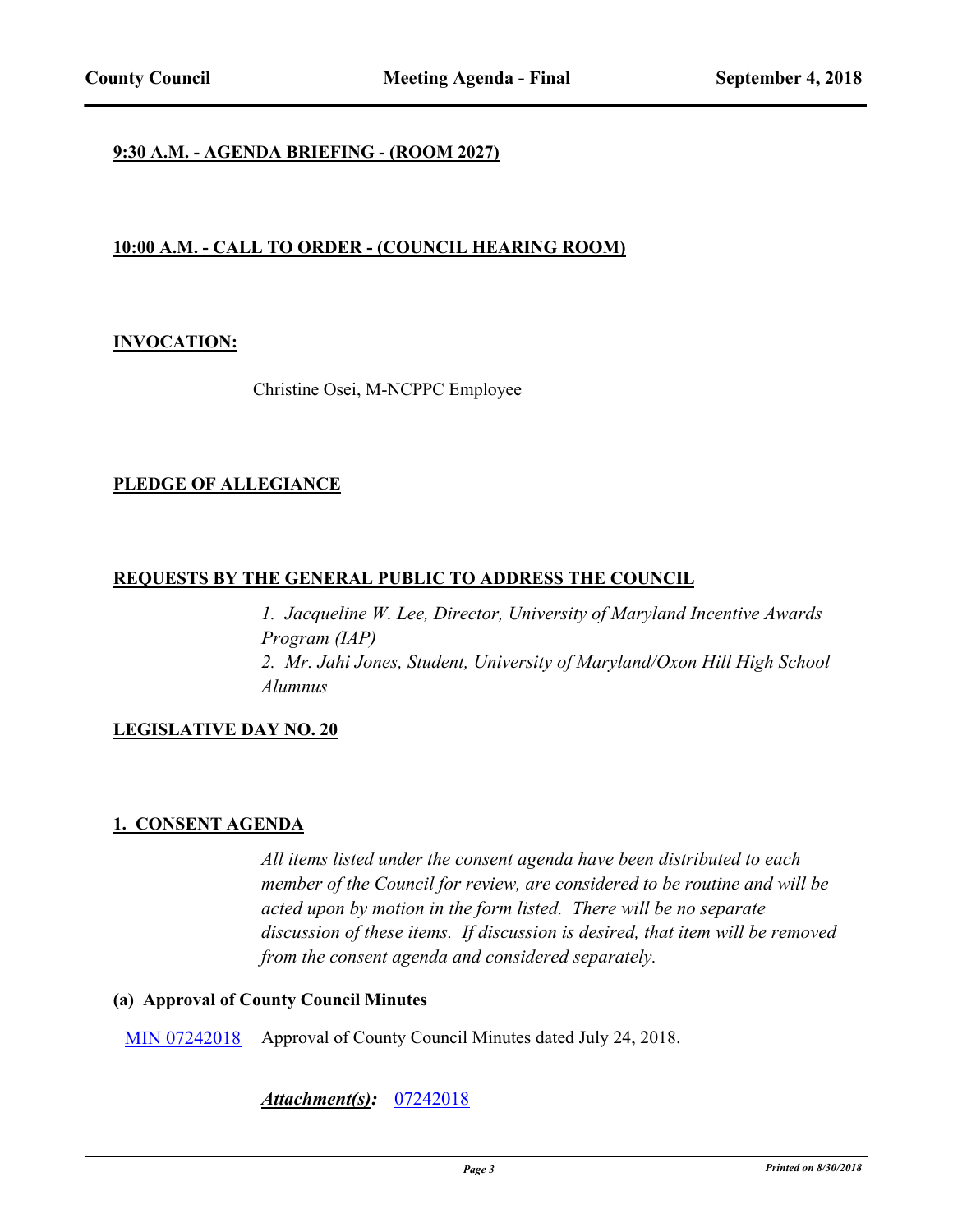**9:30 A.M. - AGENDA BRIEFING - (ROOM 2027)**

**10:00 A.M. - CALL TO ORDER - (COUNCIL HEARING ROOM)**

**INVOCATION:**

Christine Osei, M-NCPPC Employee

**PLEDGE OF ALLEGIANCE**

**REQUESTS BY THE GENERAL PUBLIC TO ADDRESS THE COUNCIL**

*1. Jacqueline W. Lee, Director, University of Maryland Incentive Awards Program (IAP)*
*2. Mr. Jahi Jones, Student, University of Maryland/Oxon Hill High School Alumnus*

**LEGISLATIVE DAY NO. 20**

**1. CONSENT AGENDA**

*All items listed under the consent agenda have been distributed to each member of the Council for review, are considered to be routine and will be acted upon by motion in the form listed. There will be no separate discussion of these items. If discussion is desired, that item will be removed from the consent agenda and considered separately.*

**(a) Approval of County Council Minutes**

MIN 07242018 Approval of County Council Minutes dated July 24, 2018.

***Attachment(s):*** 07242018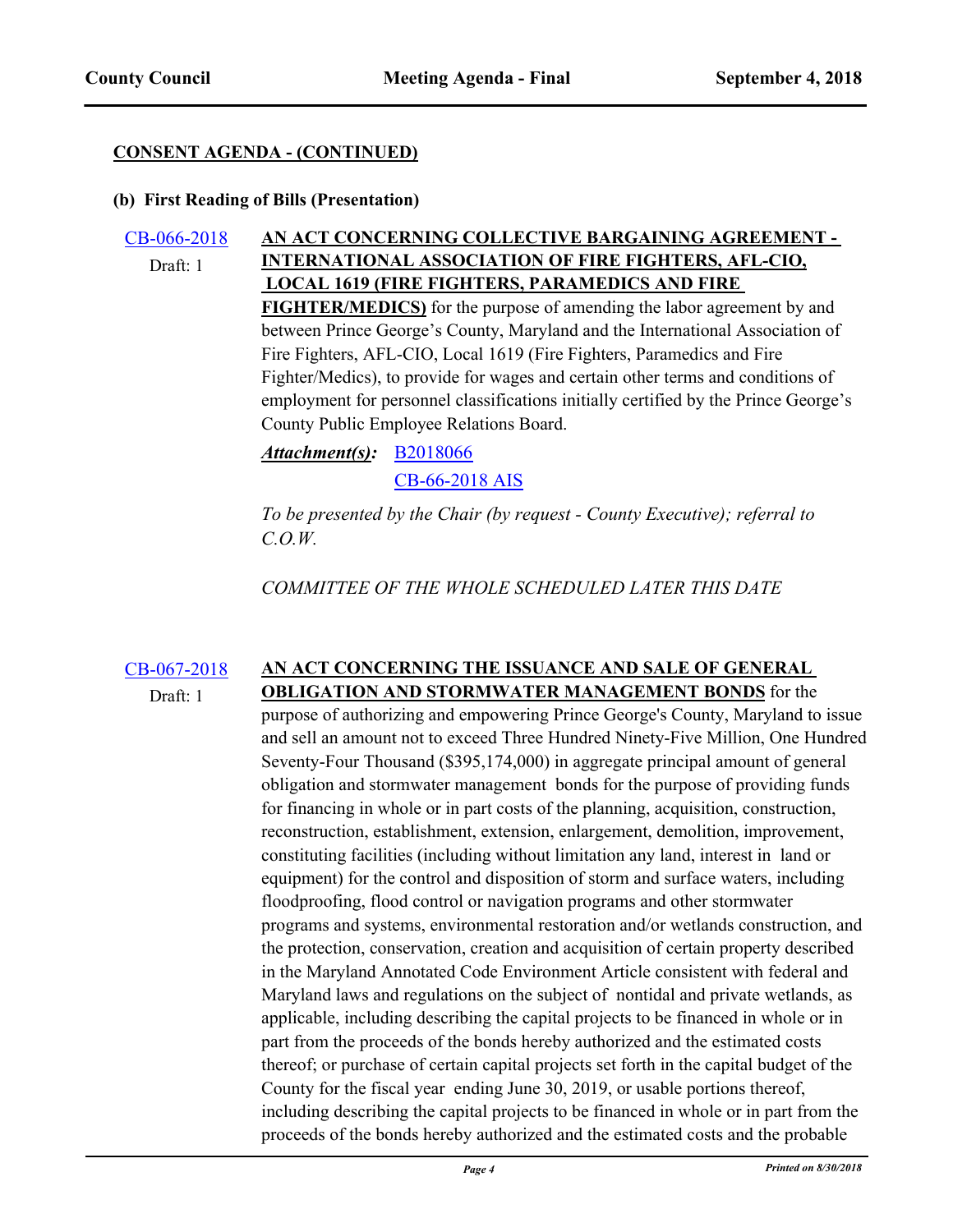**CONSENT AGENDA - (CONTINUED)**

**(b) First Reading of Bills (Presentation)**

CB-066-2018
Draft: 1

**AN ACT CONCERNING COLLECTIVE BARGAINING AGREEMENT - INTERNATIONAL ASSOCIATION OF FIRE FIGHTERS, AFL-CIO, LOCAL 1619 (FIRE FIGHTERS, PARAMEDICS AND FIRE FIGHTER/MEDICS)** for the purpose of amending the labor agreement by and between Prince George's County, Maryland and the International Association of Fire Fighters, AFL-CIO, Local 1619 (Fire Fighters, Paramedics and Fire Fighter/Medics), to provide for wages and certain other terms and conditions of employment for personnel classifications initially certified by the Prince George's County Public Employee Relations Board.

***Attachment(s):*** B2018066
CB-66-2018 AIS

*To be presented by the Chair (by request - County Executive); referral to C.O.W.*

*COMMITTEE OF THE WHOLE SCHEDULED LATER THIS DATE*

CB-067-2018
Draft: 1

**AN ACT CONCERNING THE ISSUANCE AND SALE OF GENERAL OBLIGATION AND STORMWATER MANAGEMENT BONDS** for the purpose of authorizing and empowering Prince George's County, Maryland to issue and sell an amount not to exceed Three Hundred Ninety-Five Million, One Hundred Seventy-Four Thousand ($395,174,000) in aggregate principal amount of general obligation and stormwater management bonds for the purpose of providing funds for financing in whole or in part costs of the planning, acquisition, construction, reconstruction, establishment, extension, enlargement, demolition, improvement, constituting facilities (including without limitation any land, interest in land or equipment) for the control and disposition of storm and surface waters, including floodproofing, flood control or navigation programs and other stormwater programs and systems, environmental restoration and/or wetlands construction, and the protection, conservation, creation and acquisition of certain property described in the Maryland Annotated Code Environment Article consistent with federal and Maryland laws and regulations on the subject of nontidal and private wetlands, as applicable, including describing the capital projects to be financed in whole or in part from the proceeds of the bonds hereby authorized and the estimated costs thereof; or purchase of certain capital projects set forth in the capital budget of the County for the fiscal year ending June 30, 2019, or usable portions thereof, including describing the capital projects to be financed in whole or in part from the proceeds of the bonds hereby authorized and the estimated costs and the probable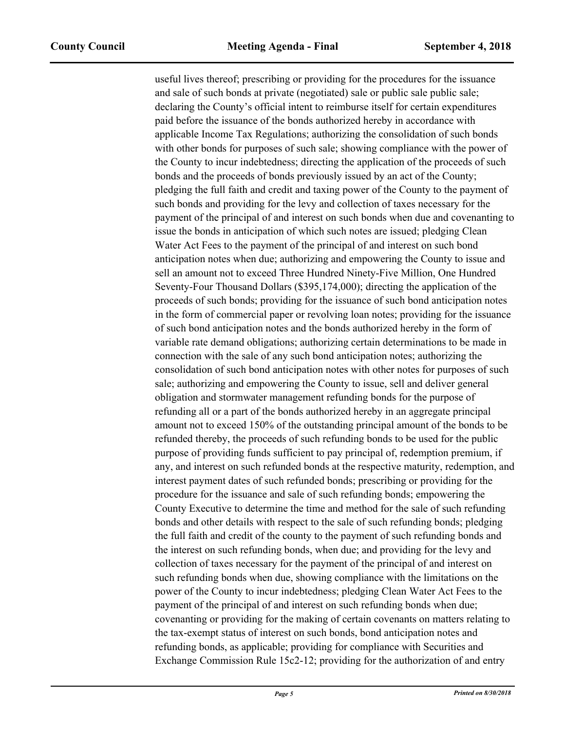useful lives thereof; prescribing or providing for the procedures for the issuance and sale of such bonds at private (negotiated) sale or public sale public sale; declaring the County's official intent to reimburse itself for certain expenditures paid before the issuance of the bonds authorized hereby in accordance with applicable Income Tax Regulations; authorizing the consolidation of such bonds with other bonds for purposes of such sale; showing compliance with the power of the County to incur indebtedness; directing the application of the proceeds of such bonds and the proceeds of bonds previously issued by an act of the County; pledging the full faith and credit and taxing power of the County to the payment of such bonds and providing for the levy and collection of taxes necessary for the payment of the principal of and interest on such bonds when due and covenanting to issue the bonds in anticipation of which such notes are issued; pledging Clean Water Act Fees to the payment of the principal of and interest on such bond anticipation notes when due; authorizing and empowering the County to issue and sell an amount not to exceed Three Hundred Ninety-Five Million, One Hundred Seventy-Four Thousand Dollars ($395,174,000); directing the application of the proceeds of such bonds; providing for the issuance of such bond anticipation notes in the form of commercial paper or revolving loan notes; providing for the issuance of such bond anticipation notes and the bonds authorized hereby in the form of variable rate demand obligations; authorizing certain determinations to be made in connection with the sale of any such bond anticipation notes; authorizing the consolidation of such bond anticipation notes with other notes for purposes of such sale; authorizing and empowering the County to issue, sell and deliver general obligation and stormwater management refunding bonds for the purpose of refunding all or a part of the bonds authorized hereby in an aggregate principal amount not to exceed 150% of the outstanding principal amount of the bonds to be refunded thereby, the proceeds of such refunding bonds to be used for the public purpose of providing funds sufficient to pay principal of, redemption premium, if any, and interest on such refunded bonds at the respective maturity, redemption, and interest payment dates of such refunded bonds; prescribing or providing for the procedure for the issuance and sale of such refunding bonds; empowering the County Executive to determine the time and method for the sale of such refunding bonds and other details with respect to the sale of such refunding bonds; pledging the full faith and credit of the county to the payment of such refunding bonds and the interest on such refunding bonds, when due; and providing for the levy and collection of taxes necessary for the payment of the principal of and interest on such refunding bonds when due, showing compliance with the limitations on the power of the County to incur indebtedness; pledging Clean Water Act Fees to the payment of the principal of and interest on such refunding bonds when due; covenanting or providing for the making of certain covenants on matters relating to the tax-exempt status of interest on such bonds, bond anticipation notes and refunding bonds, as applicable; providing for compliance with Securities and Exchange Commission Rule 15c2-12; providing for the authorization of and entry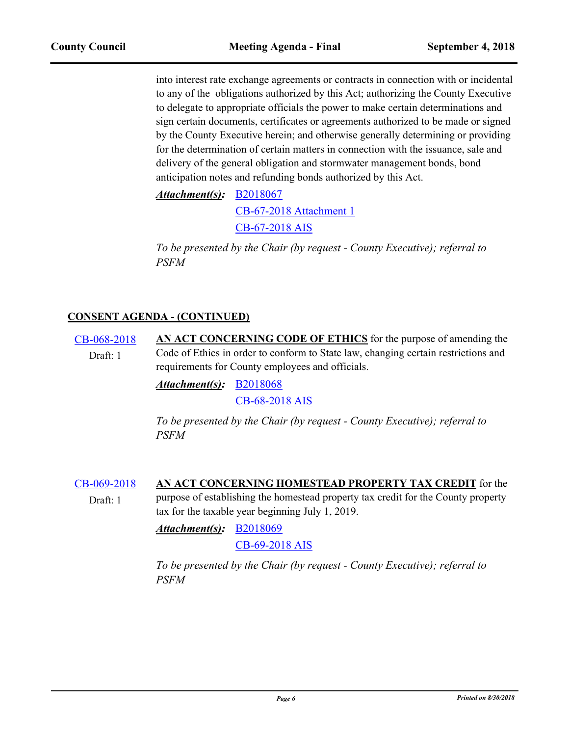into interest rate exchange agreements or contracts in connection with or incidental to any of the obligations authorized by this Act; authorizing the County Executive to delegate to appropriate officials the power to make certain determinations and sign certain documents, certificates or agreements authorized to be made or signed by the County Executive herein; and otherwise generally determining or providing for the determination of certain matters in connection with the issuance, sale and delivery of the general obligation and stormwater management bonds, bond anticipation notes and refunding bonds authorized by this Act.

***Attachment(s):*** B2018067
CB-67-2018 Attachment 1
CB-67-2018 AIS

*To be presented by the Chair (by request - County Executive); referral to PSFM*

## CONSENT AGENDA - (CONTINUED)

**CB-068-2018** Draft: 1

**AN ACT CONCERNING CODE OF ETHICS** for the purpose of amending the Code of Ethics in order to conform to State law, changing certain restrictions and requirements for County employees and officials.

***Attachment(s):*** B2018068
CB-68-2018 AIS

*To be presented by the Chair (by request - County Executive); referral to PSFM*

**CB-069-2018** Draft: 1

**AN ACT CONCERNING HOMESTEAD PROPERTY TAX CREDIT** for the purpose of establishing the homestead property tax credit for the County property tax for the taxable year beginning July 1, 2019.

***Attachment(s):*** B2018069
CB-69-2018 AIS

*To be presented by the Chair (by request - County Executive); referral to PSFM*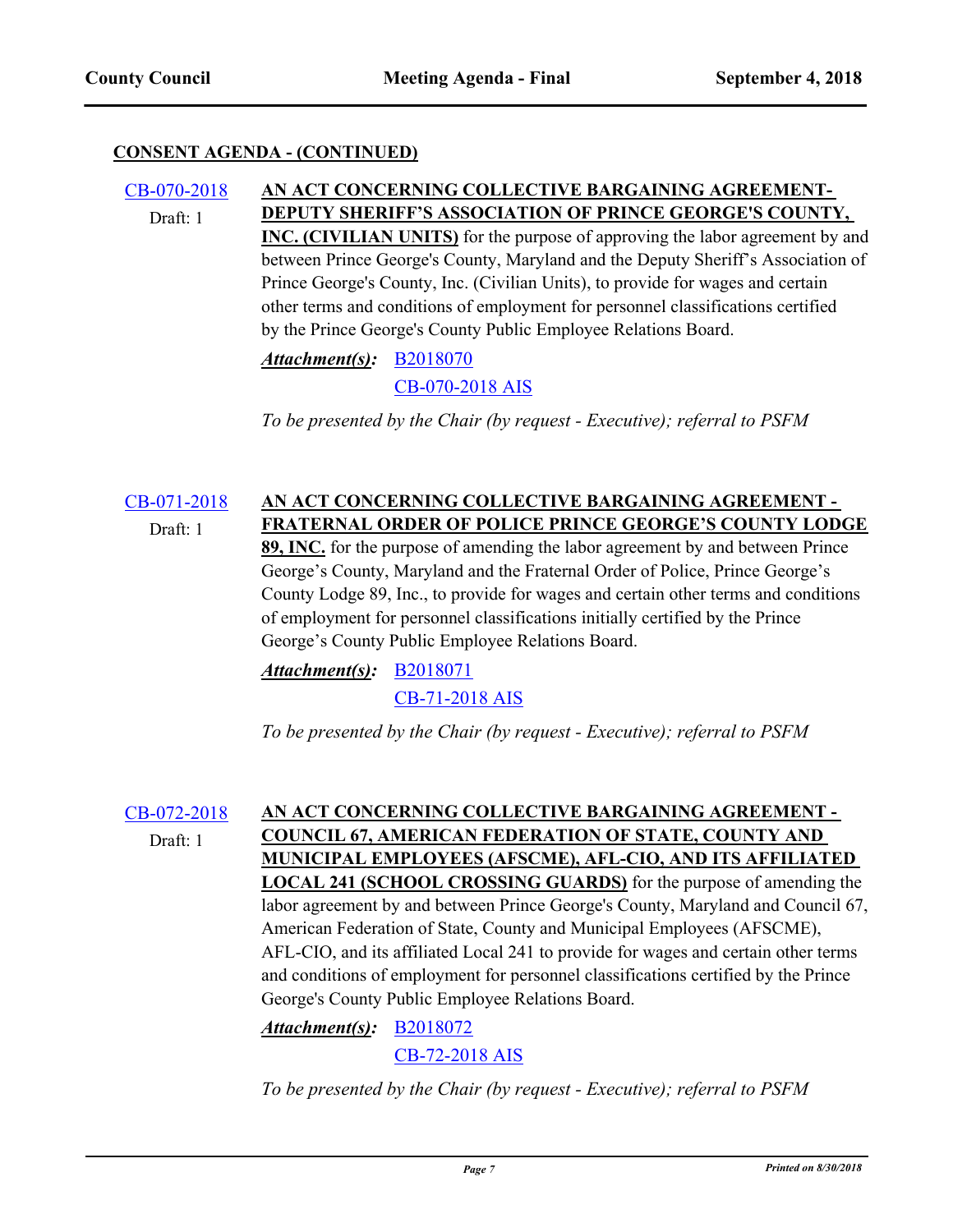**CONSENT AGENDA - (CONTINUED)**

CB-070-2018
Draft: 1

**AN ACT CONCERNING COLLECTIVE BARGAINING AGREEMENT- DEPUTY SHERIFF'S ASSOCIATION OF PRINCE GEORGE'S COUNTY, INC. (CIVILIAN UNITS)** for the purpose of approving the labor agreement by and between Prince George's County, Maryland and the Deputy Sheriff's Association of Prince George's County, Inc. (Civilian Units), to provide for wages and certain other terms and conditions of employment for personnel classifications certified by the Prince George's County Public Employee Relations Board.

***Attachment(s):*** B2018070
CB-070-2018 AIS

*To be presented by the Chair (by request - Executive); referral to PSFM*

CB-071-2018
Draft: 1

**AN ACT CONCERNING COLLECTIVE BARGAINING AGREEMENT - FRATERNAL ORDER OF POLICE PRINCE GEORGE'S COUNTY LODGE 89, INC.** for the purpose of amending the labor agreement by and between Prince George's County, Maryland and the Fraternal Order of Police, Prince George's County Lodge 89, Inc., to provide for wages and certain other terms and conditions of employment for personnel classifications initially certified by the Prince George's County Public Employee Relations Board.

***Attachment(s):*** B2018071
CB-71-2018 AIS

*To be presented by the Chair (by request - Executive); referral to PSFM*

CB-072-2018
Draft: 1

**AN ACT CONCERNING COLLECTIVE BARGAINING AGREEMENT - COUNCIL 67, AMERICAN FEDERATION OF STATE, COUNTY AND MUNICIPAL EMPLOYEES (AFSCME), AFL-CIO, AND ITS AFFILIATED LOCAL 241 (SCHOOL CROSSING GUARDS)** for the purpose of amending the labor agreement by and between Prince George's County, Maryland and Council 67, American Federation of State, County and Municipal Employees (AFSCME), AFL-CIO, and its affiliated Local 241 to provide for wages and certain other terms and conditions of employment for personnel classifications certified by the Prince George's County Public Employee Relations Board.

***Attachment(s):*** B2018072
CB-72-2018 AIS

*To be presented by the Chair (by request - Executive); referral to PSFM*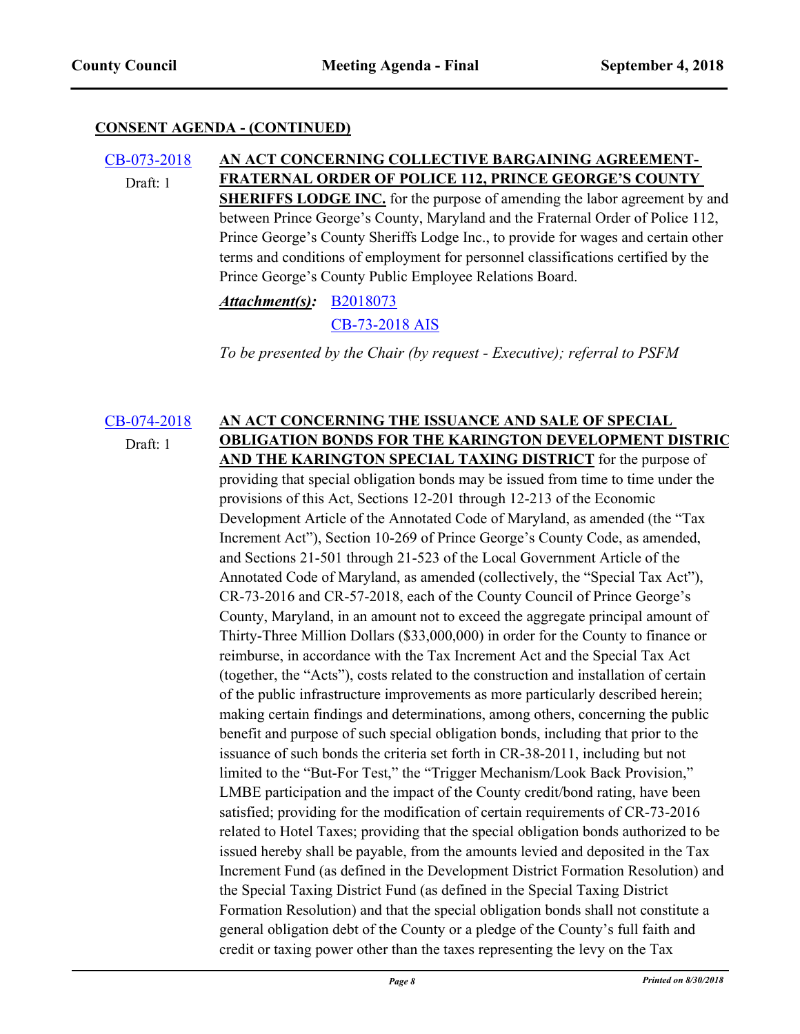**CONSENT AGENDA - (CONTINUED)**

[CB-073-2018](CB-073-2018)
Draft: 1

**AN ACT CONCERNING COLLECTIVE BARGAINING AGREEMENT-FRATERNAL ORDER OF POLICE 112, PRINCE GEORGE'S COUNTY SHERIFFS LODGE INC.** for the purpose of amending the labor agreement by and between Prince George's County, Maryland and the Fraternal Order of Police 112, Prince George's County Sheriffs Lodge Inc., to provide for wages and certain other terms and conditions of employment for personnel classifications certified by the Prince George's County Public Employee Relations Board.

***Attachment(s):*** B2018073
CB-73-2018 AIS

*To be presented by the Chair (by request - Executive); referral to PSFM*

[CB-074-2018](CB-074-2018)
Draft: 1

**AN ACT CONCERNING THE ISSUANCE AND SALE OF SPECIAL OBLIGATION BONDS FOR THE KARINGTON DEVELOPMENT DISTRIC AND THE KARINGTON SPECIAL TAXING DISTRICT** for the purpose of providing that special obligation bonds may be issued from time to time under the provisions of this Act, Sections 12-201 through 12-213 of the Economic Development Article of the Annotated Code of Maryland, as amended (the "Tax Increment Act"), Section 10-269 of Prince George's County Code, as amended, and Sections 21-501 through 21-523 of the Local Government Article of the Annotated Code of Maryland, as amended (collectively, the "Special Tax Act"), CR-73-2016 and CR-57-2018, each of the County Council of Prince George's County, Maryland, in an amount not to exceed the aggregate principal amount of Thirty-Three Million Dollars ($33,000,000) in order for the County to finance or reimburse, in accordance with the Tax Increment Act and the Special Tax Act (together, the "Acts"), costs related to the construction and installation of certain of the public infrastructure improvements as more particularly described herein; making certain findings and determinations, among others, concerning the public benefit and purpose of such special obligation bonds, including that prior to the issuance of such bonds the criteria set forth in CR-38-2011, including but not limited to the "But-For Test," the "Trigger Mechanism/Look Back Provision," LMBE participation and the impact of the County credit/bond rating, have been satisfied; providing for the modification of certain requirements of CR-73-2016 related to Hotel Taxes; providing that the special obligation bonds authorized to be issued hereby shall be payable, from the amounts levied and deposited in the Tax Increment Fund (as defined in the Development District Formation Resolution) and the Special Taxing District Fund (as defined in the Special Taxing District Formation Resolution) and that the special obligation bonds shall not constitute a general obligation debt of the County or a pledge of the County's full faith and credit or taxing power other than the taxes representing the levy on the Tax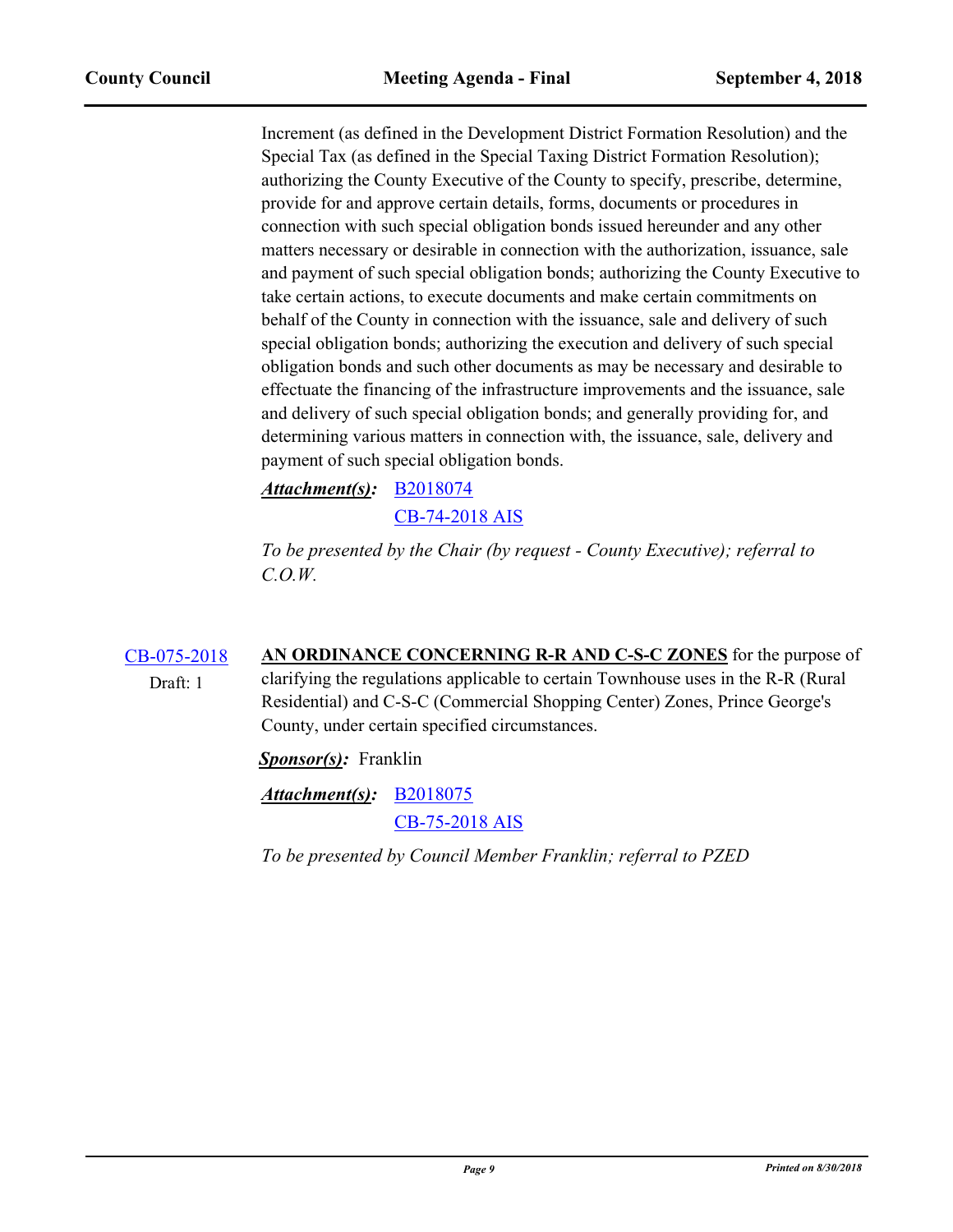Increment (as defined in the Development District Formation Resolution) and the Special Tax (as defined in the Special Taxing District Formation Resolution); authorizing the County Executive of the County to specify, prescribe, determine, provide for and approve certain details, forms, documents or procedures in connection with such special obligation bonds issued hereunder and any other matters necessary or desirable in connection with the authorization, issuance, sale and payment of such special obligation bonds; authorizing the County Executive to take certain actions, to execute documents and make certain commitments on behalf of the County in connection with the issuance, sale and delivery of such special obligation bonds; authorizing the execution and delivery of such special obligation bonds and such other documents as may be necessary and desirable to effectuate the financing of the infrastructure improvements and the issuance, sale and delivery of such special obligation bonds; and generally providing for, and determining various matters in connection with, the issuance, sale, delivery and payment of such special obligation bonds.

***Attachment(s):*** B2018074
CB-74-2018 AIS

*To be presented by the Chair (by request - County Executive); referral to C.O.W.*

CB-075-2018
Draft: 1

**AN ORDINANCE CONCERNING R-R AND C-S-C ZONES** for the purpose of clarifying the regulations applicable to certain Townhouse uses in the R-R (Rural Residential) and C-S-C (Commercial Shopping Center) Zones, Prince George's County, under certain specified circumstances.

***Sponsor(s):*** Franklin

***Attachment(s):*** B2018075
CB-75-2018 AIS

*To be presented by Council Member Franklin; referral to PZED*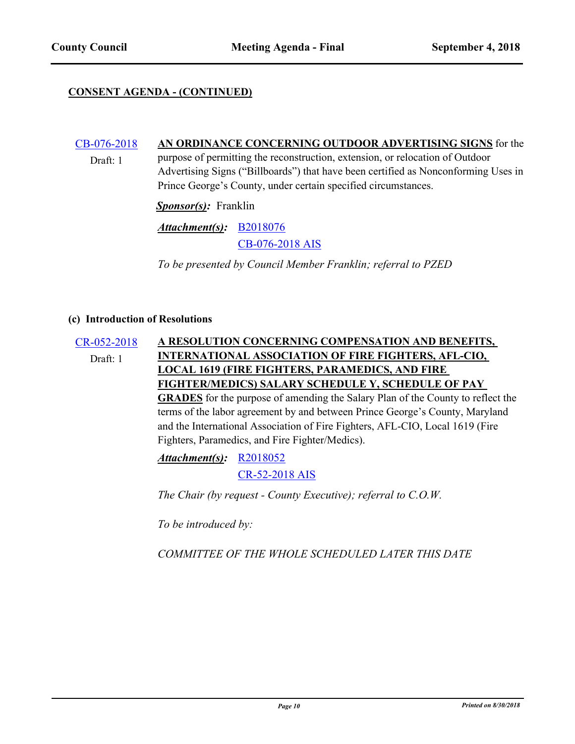**CONSENT AGENDA - (CONTINUED)**

[CB-076-2018](#) **AN ORDINANCE CONCERNING OUTDOOR ADVERTISING SIGNS** for the purpose of permitting the reconstruction, extension, or relocation of Outdoor Advertising Signs ("Billboards") that have been certified as Nonconforming Uses in Prince George's County, under certain specified circumstances.

Draft: 1

***Sponsor(s):*** Franklin

***Attachment(s):*** [B2018076](#)
[CB-076-2018 AIS](#)

*To be presented by Council Member Franklin; referral to PZED*

**(c) Introduction of Resolutions**

[CR-052-2018](#) **A RESOLUTION CONCERNING COMPENSATION AND BENEFITS, INTERNATIONAL ASSOCIATION OF FIRE FIGHTERS, AFL-CIO, LOCAL 1619 (FIRE FIGHTERS, PARAMEDICS, AND FIRE FIGHTER/MEDICS) SALARY SCHEDULE Y, SCHEDULE OF PAY GRADES** for the purpose of amending the Salary Plan of the County to reflect the terms of the labor agreement by and between Prince George's County, Maryland and the International Association of Fire Fighters, AFL-CIO, Local 1619 (Fire Fighters, Paramedics, and Fire Fighter/Medics).

Draft: 1

***Attachment(s):*** [R2018052](#)
[CR-52-2018 AIS](#)

*The Chair (by request - County Executive); referral to C.O.W.*

*To be introduced by:*

*COMMITTEE OF THE WHOLE SCHEDULED LATER THIS DATE*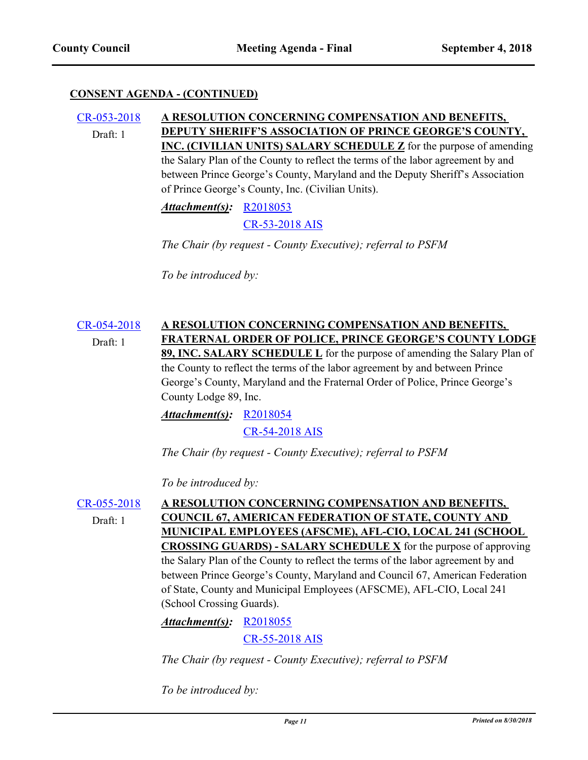**CONSENT AGENDA - (CONTINUED)**

CR-053-2018
Draft: 1

**A RESOLUTION CONCERNING COMPENSATION AND BENEFITS, DEPUTY SHERIFF'S ASSOCIATION OF PRINCE GEORGE'S COUNTY, INC. (CIVILIAN UNITS) SALARY SCHEDULE Z** for the purpose of amending the Salary Plan of the County to reflect the terms of the labor agreement by and between Prince George's County, Maryland and the Deputy Sheriff's Association of Prince George's County, Inc. (Civilian Units).

***Attachment(s):*** R2018053
CR-53-2018 AIS

*The Chair (by request - County Executive); referral to PSFM*

*To be introduced by:*

CR-054-2018
Draft: 1

**A RESOLUTION CONCERNING COMPENSATION AND BENEFITS, FRATERNAL ORDER OF POLICE, PRINCE GEORGE'S COUNTY LODGE 89, INC. SALARY SCHEDULE L** for the purpose of amending the Salary Plan of the County to reflect the terms of the labor agreement by and between Prince George's County, Maryland and the Fraternal Order of Police, Prince George's County Lodge 89, Inc.

***Attachment(s):*** R2018054
CR-54-2018 AIS

*The Chair (by request - County Executive); referral to PSFM*

*To be introduced by:*

CR-055-2018
Draft: 1

**A RESOLUTION CONCERNING COMPENSATION AND BENEFITS, COUNCIL 67, AMERICAN FEDERATION OF STATE, COUNTY AND MUNICIPAL EMPLOYEES (AFSCME), AFL-CIO, LOCAL 241 (SCHOOL CROSSING GUARDS) - SALARY SCHEDULE X** for the purpose of approving the Salary Plan of the County to reflect the terms of the labor agreement by and between Prince George's County, Maryland and Council 67, American Federation of State, County and Municipal Employees (AFSCME), AFL-CIO, Local 241 (School Crossing Guards).

***Attachment(s):*** R2018055
CR-55-2018 AIS

*The Chair (by request - County Executive); referral to PSFM*

*To be introduced by:*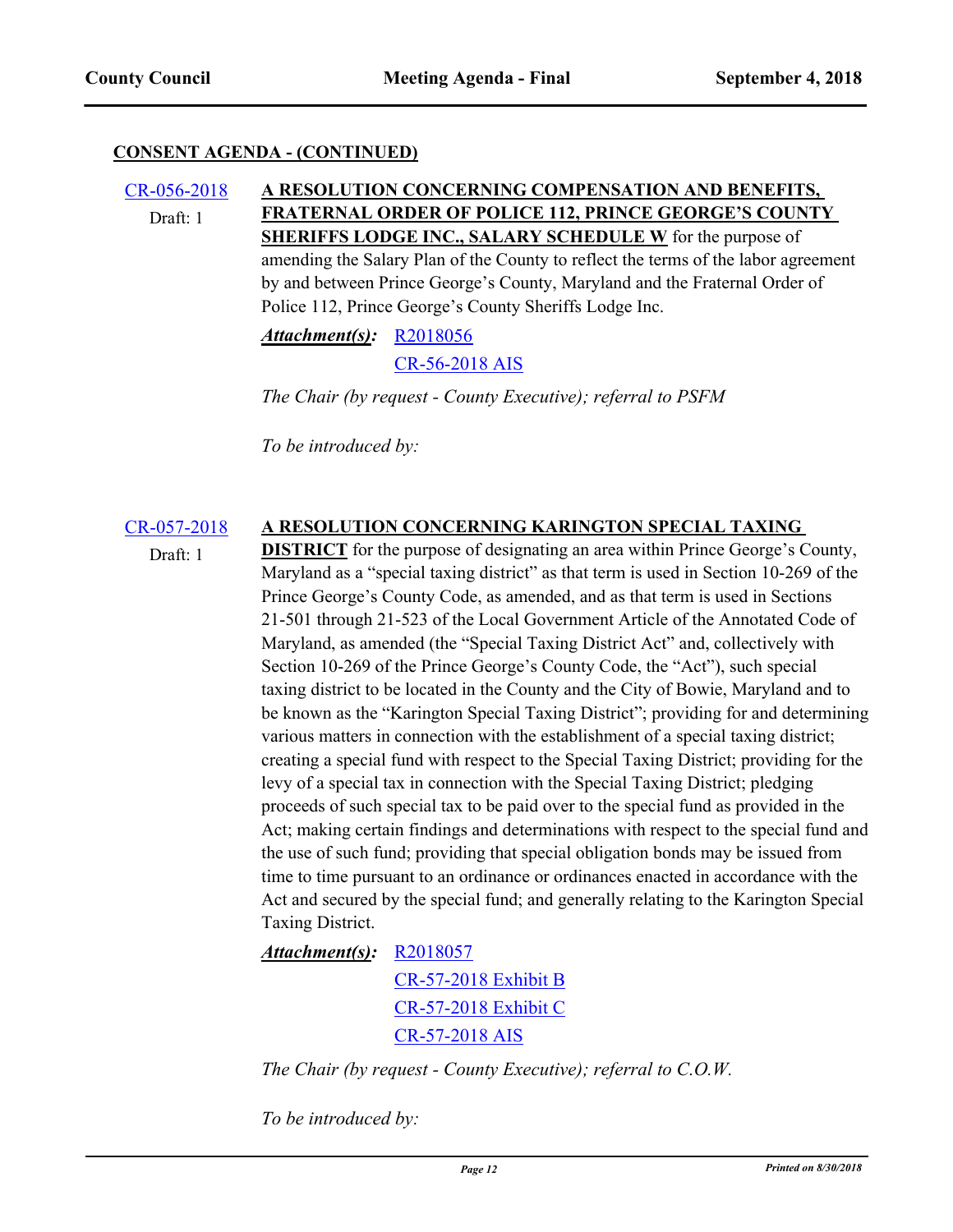## CONSENT AGENDA - (CONTINUED)

CR-056-2018
Draft: 1

**A RESOLUTION CONCERNING COMPENSATION AND BENEFITS, FRATERNAL ORDER OF POLICE 112, PRINCE GEORGE'S COUNTY SHERIFFS LODGE INC., SALARY SCHEDULE W** for the purpose of amending the Salary Plan of the County to reflect the terms of the labor agreement by and between Prince George's County, Maryland and the Fraternal Order of Police 112, Prince George's County Sheriffs Lodge Inc.

***Attachment(s):*** R2018056
CR-56-2018 AIS

*The Chair (by request - County Executive); referral to PSFM*

*To be introduced by:*

CR-057-2018
Draft: 1

**A RESOLUTION CONCERNING KARINGTON SPECIAL TAXING DISTRICT** for the purpose of designating an area within Prince George's County, Maryland as a "special taxing district" as that term is used in Section 10-269 of the Prince George's County Code, as amended, and as that term is used in Sections 21-501 through 21-523 of the Local Government Article of the Annotated Code of Maryland, as amended (the "Special Taxing District Act" and, collectively with Section 10-269 of the Prince George's County Code, the "Act"), such special taxing district to be located in the County and the City of Bowie, Maryland and to be known as the "Karington Special Taxing District"; providing for and determining various matters in connection with the establishment of a special taxing district; creating a special fund with respect to the Special Taxing District; providing for the levy of a special tax in connection with the Special Taxing District; pledging proceeds of such special tax to be paid over to the special fund as provided in the Act; making certain findings and determinations with respect to the special fund and the use of such fund; providing that special obligation bonds may be issued from time to time pursuant to an ordinance or ordinances enacted in accordance with the Act and secured by the special fund; and generally relating to the Karington Special Taxing District.

***Attachment(s):*** R2018057
CR-57-2018 Exhibit B
CR-57-2018 Exhibit C
CR-57-2018 AIS

*The Chair (by request - County Executive); referral to C.O.W.*

*To be introduced by:*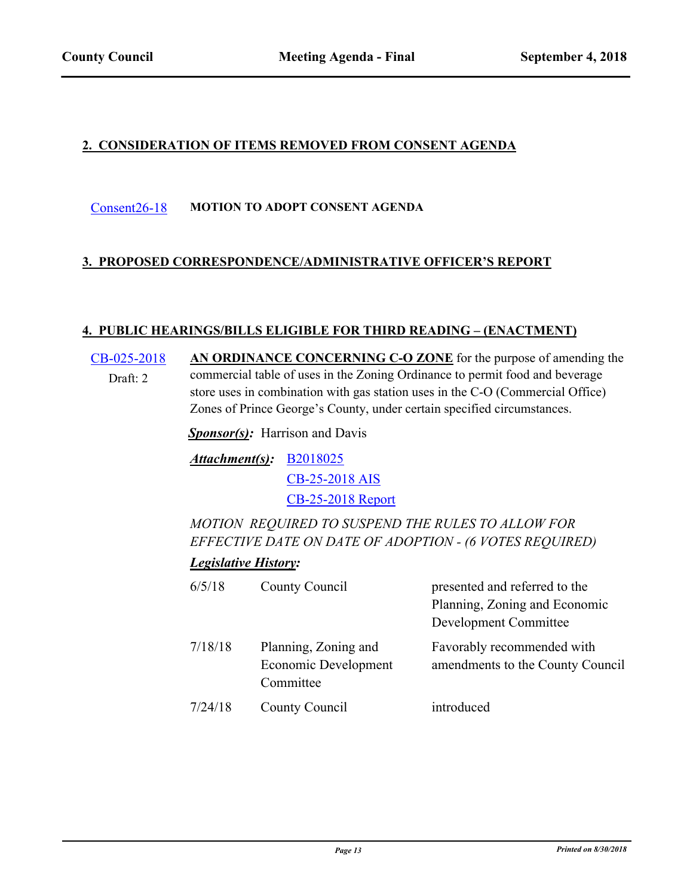## 2. CONSIDERATION OF ITEMS REMOVED FROM CONSENT AGENDA

[Consent26-18] **MOTION TO ADOPT CONSENT AGENDA**

## 3. PROPOSED CORRESPONDENCE/ADMINISTRATIVE OFFICER'S REPORT

## 4. PUBLIC HEARINGS/BILLS ELIGIBLE FOR THIRD READING – (ENACTMENT)

CB-025-2018
Draft: 2

**AN ORDINANCE CONCERNING C-O ZONE** for the purpose of amending the commercial table of uses in the Zoning Ordinance to permit food and beverage store uses in combination with gas station uses in the C-O (Commercial Office) Zones of Prince George's County, under certain specified circumstances.

***Sponsor(s):*** Harrison and Davis

***Attachment(s):*** B2018025
CB-25-2018 AIS
CB-25-2018 Report

*MOTION REQUIRED TO SUSPEND THE RULES TO ALLOW FOR EFFECTIVE DATE ON DATE OF ADOPTION - (6 VOTES REQUIRED)*

***Legislative History:***

| | | |
|---|---|---|
| 6/5/18 | County Council | presented and referred to the Planning, Zoning and Economic Development Committee |
| 7/18/18 | Planning, Zoning and Economic Development Committee | Favorably recommended with amendments to the County Council |
| 7/24/18 | County Council | introduced |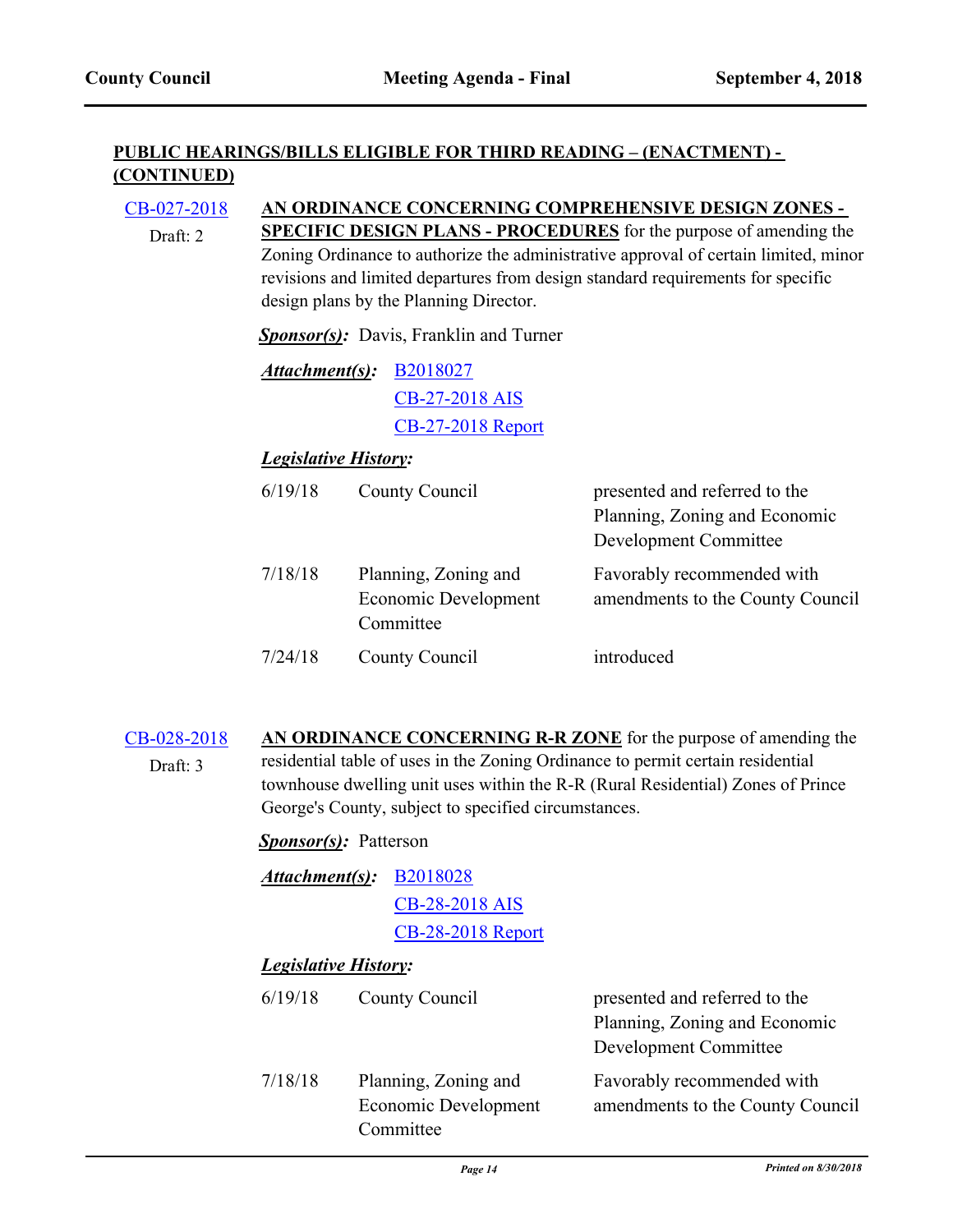**PUBLIC HEARINGS/BILLS ELIGIBLE FOR THIRD READING – (ENACTMENT) - (CONTINUED)**

[CB-027-2018](CB-027-2018)
Draft: 2

**AN ORDINANCE CONCERNING COMPREHENSIVE DESIGN ZONES - SPECIFIC DESIGN PLANS - PROCEDURES** for the purpose of amending the Zoning Ordinance to authorize the administrative approval of certain limited, minor revisions and limited departures from design standard requirements for specific design plans by the Planning Director.

***Sponsor(s):*** Davis, Franklin and Turner

***Attachment(s):*** B2018027
CB-27-2018 AIS
CB-27-2018 Report

***Legislative History:***

| | | |
|---|---|---|
| 6/19/18 | County Council | presented and referred to the Planning, Zoning and Economic Development Committee |
| 7/18/18 | Planning, Zoning and Economic Development Committee | Favorably recommended with amendments to the County Council |
| 7/24/18 | County Council | introduced |

[CB-028-2018](CB-028-2018)
Draft: 3

**AN ORDINANCE CONCERNING R-R ZONE** for the purpose of amending the residential table of uses in the Zoning Ordinance to permit certain residential townhouse dwelling unit uses within the R-R (Rural Residential) Zones of Prince George's County, subject to specified circumstances.

***Sponsor(s):*** Patterson

***Attachment(s):*** B2018028
CB-28-2018 AIS
CB-28-2018 Report

***Legislative History:***

| | | |
|---|---|---|
| 6/19/18 | County Council | presented and referred to the Planning, Zoning and Economic Development Committee |
| 7/18/18 | Planning, Zoning and Economic Development Committee | Favorably recommended with amendments to the County Council |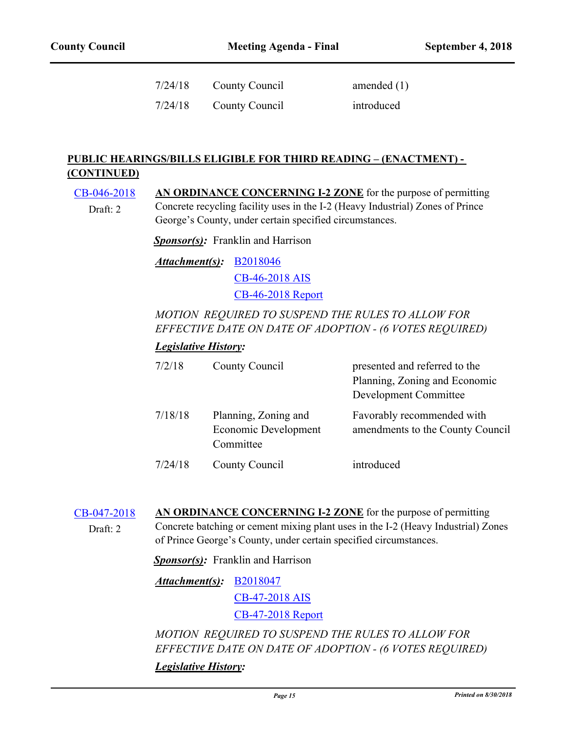| | | |
|---|---|---|
| 7/24/18 | County Council | amended (1) |
| 7/24/18 | County Council | introduced |

## PUBLIC HEARINGS/BILLS ELIGIBLE FOR THIRD READING – (ENACTMENT) - (CONTINUED)

CB-046-2018
Draft: 2

**AN ORDINANCE CONCERNING I-2 ZONE** for the purpose of permitting Concrete recycling facility uses in the I-2 (Heavy Industrial) Zones of Prince George's County, under certain specified circumstances.

***Sponsor(s):*** Franklin and Harrison

***Attachment(s):*** B2018046
CB-46-2018 AIS
CB-46-2018 Report

*MOTION REQUIRED TO SUSPEND THE RULES TO ALLOW FOR EFFECTIVE DATE ON DATE OF ADOPTION - (6 VOTES REQUIRED)*

***Legislative History:***

| | | |
|---|---|---|
| 7/2/18 | County Council | presented and referred to the Planning, Zoning and Economic Development Committee |
| 7/18/18 | Planning, Zoning and Economic Development Committee | Favorably recommended with amendments to the County Council |
| 7/24/18 | County Council | introduced |

CB-047-2018
Draft: 2

**AN ORDINANCE CONCERNING I-2 ZONE** for the purpose of permitting Concrete batching or cement mixing plant uses in the I-2 (Heavy Industrial) Zones of Prince George's County, under certain specified circumstances.

***Sponsor(s):*** Franklin and Harrison

***Attachment(s):*** B2018047
CB-47-2018 AIS
CB-47-2018 Report

*MOTION REQUIRED TO SUSPEND THE RULES TO ALLOW FOR EFFECTIVE DATE ON DATE OF ADOPTION - (6 VOTES REQUIRED)*

***Legislative History:***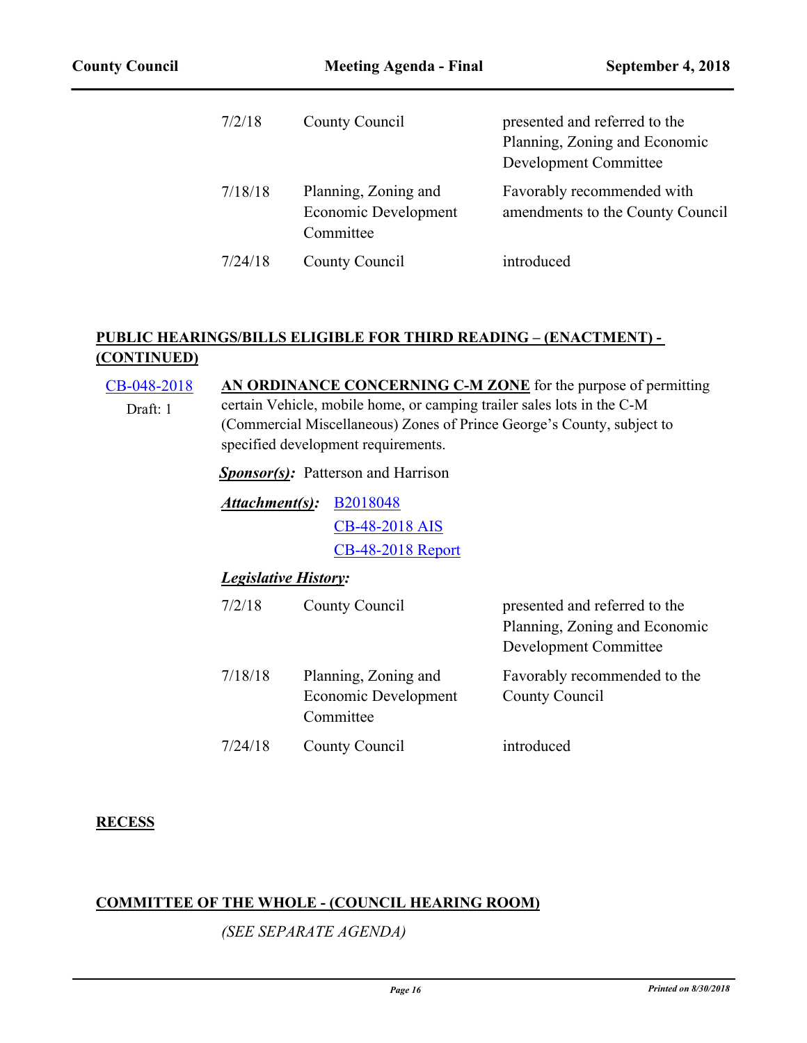| | | |
|---|---|---|
| 7/2/18 | County Council | presented and referred to the Planning, Zoning and Economic Development Committee |
| 7/18/18 | Planning, Zoning and Economic Development Committee | Favorably recommended with amendments to the County Council |
| 7/24/18 | County Council | introduced |

## PUBLIC HEARINGS/BILLS ELIGIBLE FOR THIRD READING – (ENACTMENT) - (CONTINUED)

CB-048-2018
Draft: 1

**AN ORDINANCE CONCERNING C-M ZONE** for the purpose of permitting certain Vehicle, mobile home, or camping trailer sales lots in the C-M (Commercial Miscellaneous) Zones of Prince George's County, subject to specified development requirements.

***Sponsor(s):*** Patterson and Harrison

***Attachment(s):*** B2018048
CB-48-2018 AIS
CB-48-2018 Report

***Legislative History:***

| | | |
|---|---|---|
| 7/2/18 | County Council | presented and referred to the Planning, Zoning and Economic Development Committee |
| 7/18/18 | Planning, Zoning and Economic Development Committee | Favorably recommended to the County Council |
| 7/24/18 | County Council | introduced |

## RECESS

## COMMITTEE OF THE WHOLE - (COUNCIL HEARING ROOM)

*(SEE SEPARATE AGENDA)*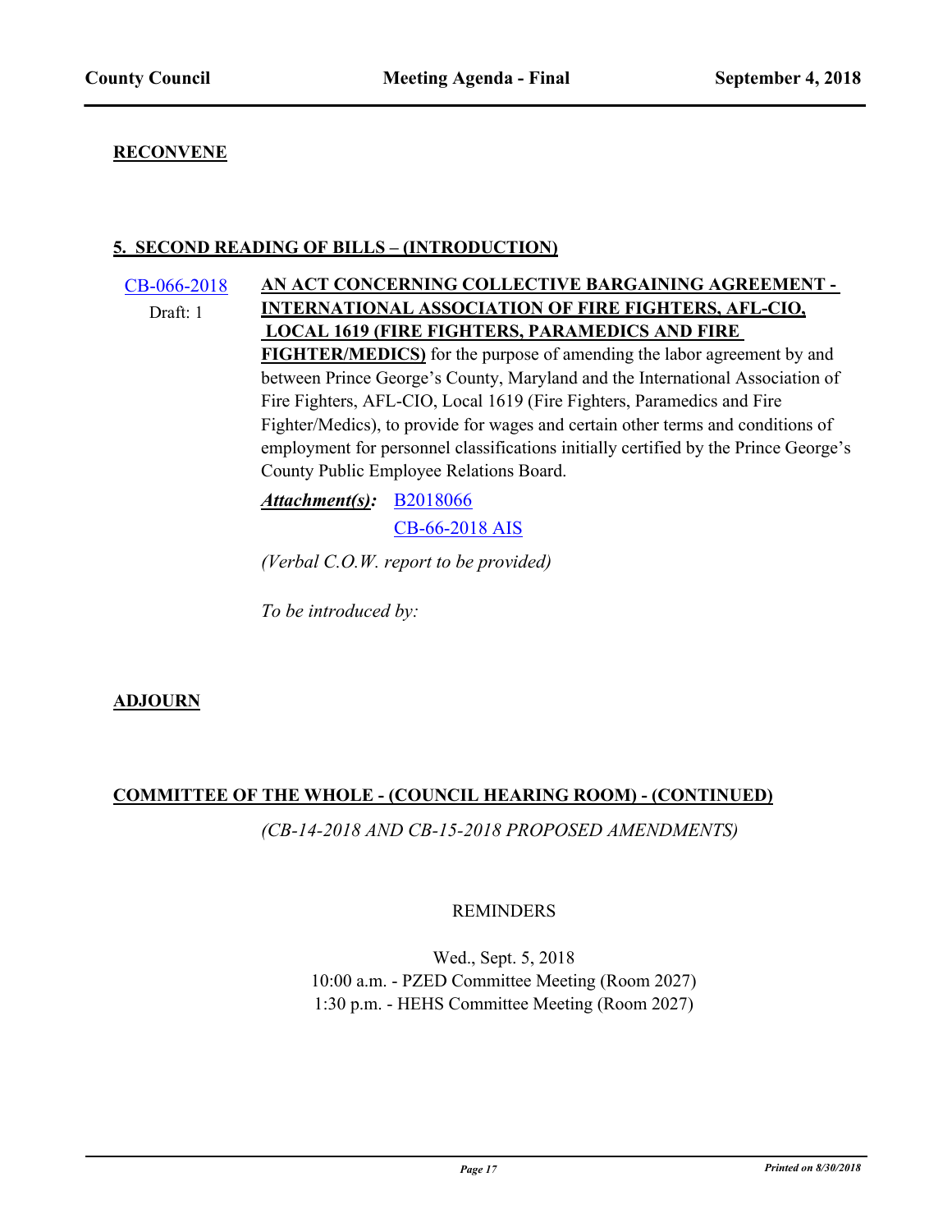**RECONVENE**

**5. SECOND READING OF BILLS – (INTRODUCTION)**

CB-066-2018
Draft: 1

**AN ACT CONCERNING COLLECTIVE BARGAINING AGREEMENT - INTERNATIONAL ASSOCIATION OF FIRE FIGHTERS, AFL-CIO, LOCAL 1619 (FIRE FIGHTERS, PARAMEDICS AND FIRE FIGHTER/MEDICS)** for the purpose of amending the labor agreement by and between Prince George's County, Maryland and the International Association of Fire Fighters, AFL-CIO, Local 1619 (Fire Fighters, Paramedics and Fire Fighter/Medics), to provide for wages and certain other terms and conditions of employment for personnel classifications initially certified by the Prince George's County Public Employee Relations Board.

***Attachment(s):*** B2018066
CB-66-2018 AIS

*(Verbal C.O.W. report to be provided)*

*To be introduced by:*

**ADJOURN**

**COMMITTEE OF THE WHOLE - (COUNCIL HEARING ROOM) - (CONTINUED)**

*(CB-14-2018 AND CB-15-2018 PROPOSED AMENDMENTS)*

REMINDERS

Wed., Sept. 5, 2018
10:00 a.m. - PZED Committee Meeting (Room 2027)
1:30 p.m. - HEHS Committee Meeting (Room 2027)